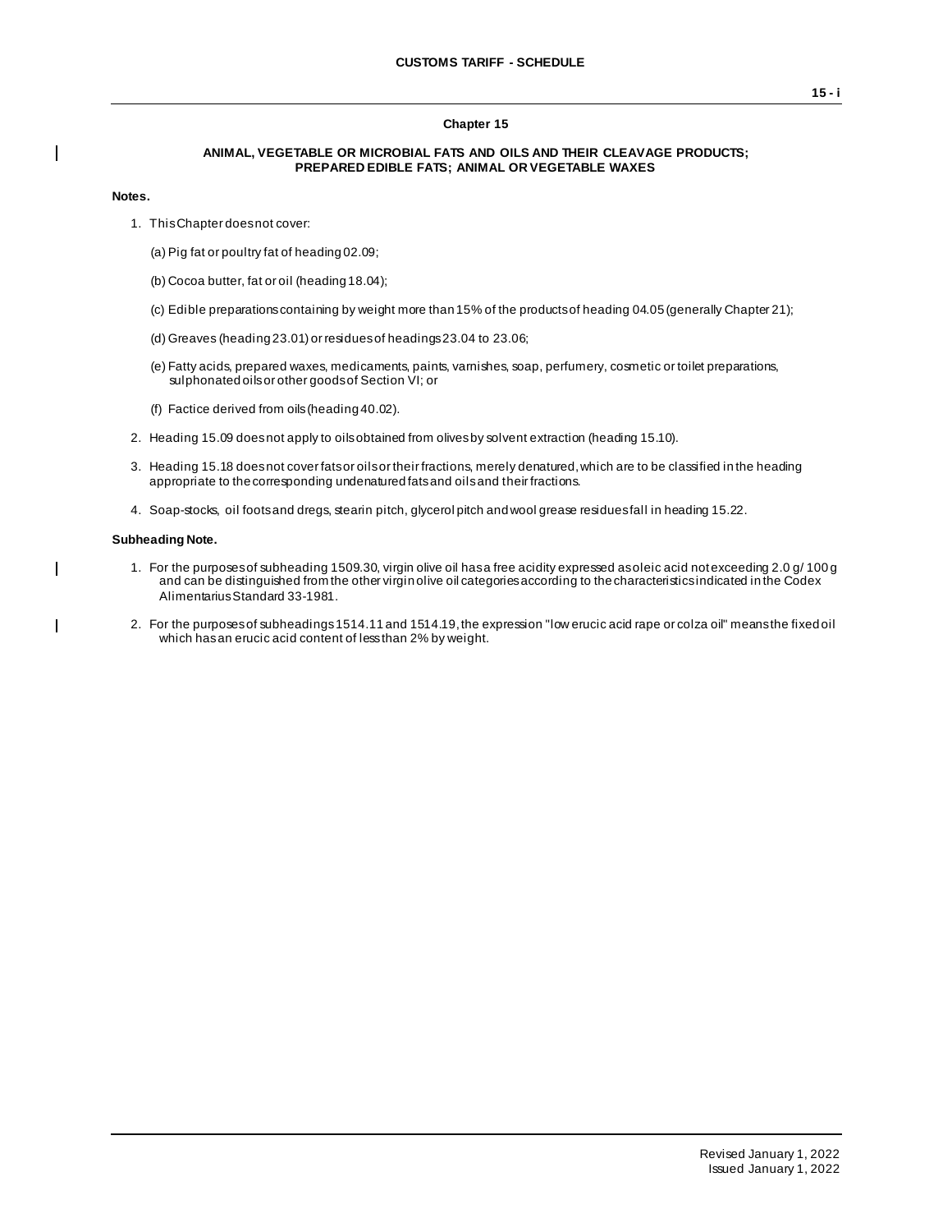# Chapter 15

## ANIMAL, VEGETABLE OR MICROBIAL FATS AND OILS AND THEIR CLEAVAGE PRODUCTS; PREPARED EDIBLE FATS; ANIMAL OR VEGETABLE WAXES

**Notes.**

1. This Chapter does not cover:

   (a) Pig fat or poultry fat of heading 02.09;

   (b) Cocoa butter, fat or oil (heading 18.04);

   (c) Edible preparations containing by weight more than 15% of the products of heading 04.05 (generally Chapter 21);

   (d) Greaves (heading 23.01) or residues of headings 23.04 to 23.06;

   (e) Fatty acids, prepared waxes, medicaments, paints, varnishes, soap, perfumery, cosmetic or toilet preparations, sulphonated oils or other goods of Section VI; or

   (f) Factice derived from oils (heading 40.02).

2. Heading 15.09 does not apply to oils obtained from olives by solvent extraction (heading 15.10).

3. Heading 15.18 does not cover fats or oils or their fractions, merely denatured, which are to be classified in the heading appropriate to the corresponding undenatured fats and oils and their fractions.

4. Soap-stocks, oil foots and dregs, stearin pitch, glycerol pitch and wool grease residues fall in heading 15.22.

**Subheading Note.**

1. For the purposes of subheading 1509.30, virgin olive oil has a free acidity expressed as oleic acid not exceeding 2.0 g/ 100 g and can be distinguished from the other virgin olive oil categories according to the characteristics indicated in the Codex Alimentarius Standard 33-1981.

2. For the purposes of subheadings 1514.11 and 1514.19, the expression "low erucic acid rape or colza oil" means the fixed oil which has an erucic acid content of less than 2% by weight.

Revised January 1, 2022
Issued January 1, 2022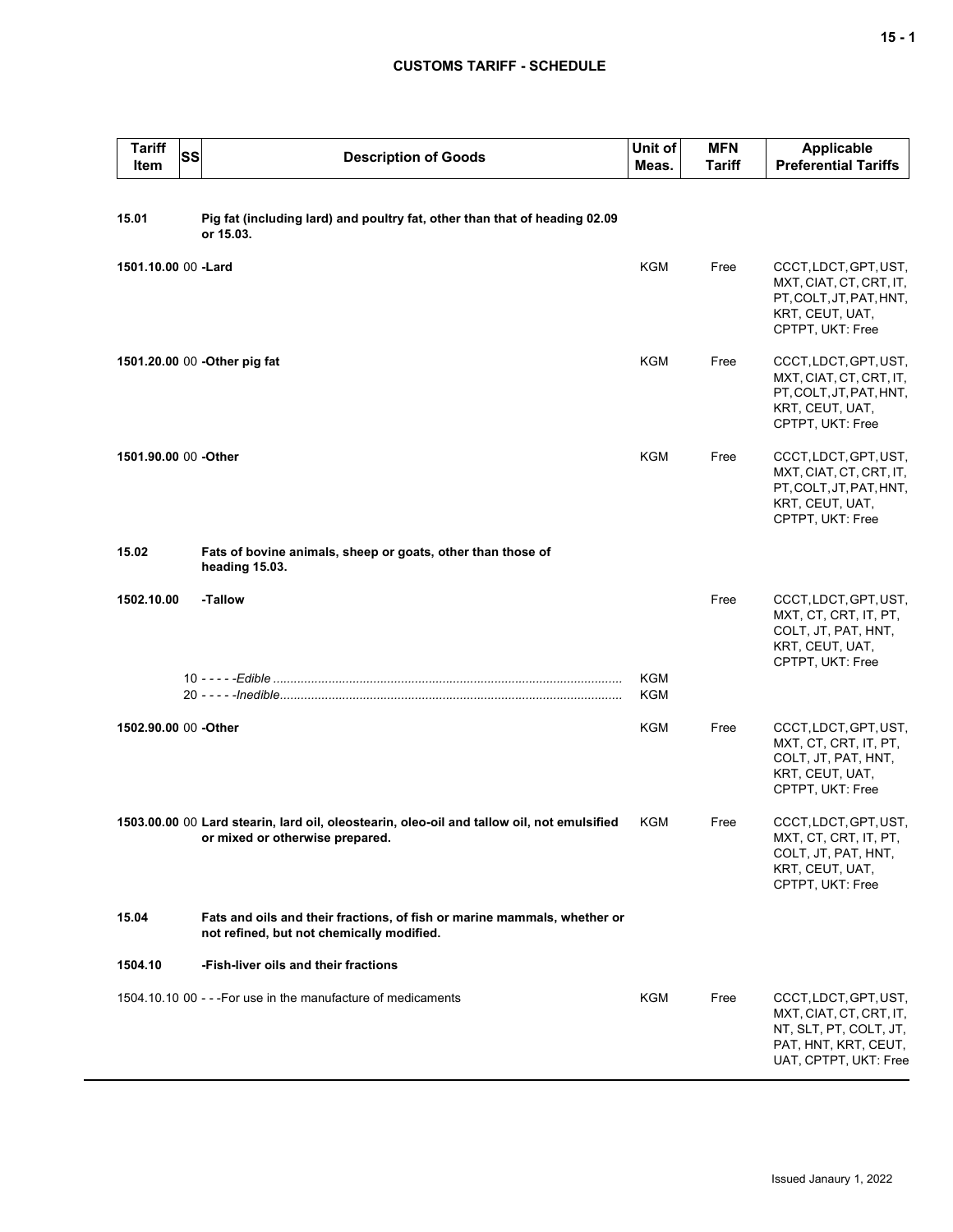| Tariff Item | SS | Description of Goods | Unit of Meas. | MFN Tariff | Applicable Preferential Tariffs |
|---|---|---|---|---|---|
| **15.01** | | **Pig fat (including lard) and poultry fat, other than that of heading 02.09 or 15.03.** | | | |
| **1501.10.00** | 00 | **-Lard** | KGM | Free | CCCT, LDCT, GPT, UST, MXT, CIAT, CT, CRT, IT, PT, COLT, JT, PAT, HNT, KRT, CEUT, UAT, CPTPT, UKT: Free |
| **1501.20.00** | 00 | **-Other pig fat** | KGM | Free | CCCT, LDCT, GPT, UST, MXT, CIAT, CT, CRT, IT, PT, COLT, JT, PAT, HNT, KRT, CEUT, UAT, CPTPT, UKT: Free |
| **1501.90.00** | 00 | **-Other** | KGM | Free | CCCT, LDCT, GPT, UST, MXT, CIAT, CT, CRT, IT, PT, COLT, JT, PAT, HNT, KRT, CEUT, UAT, CPTPT, UKT: Free |
| **15.02** | | **Fats of bovine animals, sheep or goats, other than those of heading 15.03.** | | | |
| **1502.10.00** | | **-Tallow** | | Free | CCCT, LDCT, GPT, UST, MXT, CT, CRT, IT, PT, COLT, JT, PAT, HNT, KRT, CEUT, UAT, CPTPT, UKT: Free |
| | 10 | - - - - -*Edible* | KGM | | |
| | 20 | - - - - -*Inedible* | KGM | | |
| **1502.90.00** | 00 | **-Other** | KGM | Free | CCCT, LDCT, GPT, UST, MXT, CT, CRT, IT, PT, COLT, JT, PAT, HNT, KRT, CEUT, UAT, CPTPT, UKT: Free |
| **1503.00.00** | 00 | **Lard stearin, lard oil, oleostearin, oleo-oil and tallow oil, not emulsified or mixed or otherwise prepared.** | KGM | Free | CCCT, LDCT, GPT, UST, MXT, CT, CRT, IT, PT, COLT, JT, PAT, HNT, KRT, CEUT, UAT, CPTPT, UKT: Free |
| **15.04** | | **Fats and oils and their fractions, of fish or marine mammals, whether or not refined, but not chemically modified.** | | | |
| **1504.10** | | **-Fish-liver oils and their fractions** | | | |
| 1504.10.10 | 00 | - - -For use in the manufacture of medicaments | KGM | Free | CCCT, LDCT, GPT, UST, MXT, CIAT, CT, CRT, IT, NT, SLT, PT, COLT, JT, PAT, HNT, KRT, CEUT, UAT, CPTPT, UKT: Free |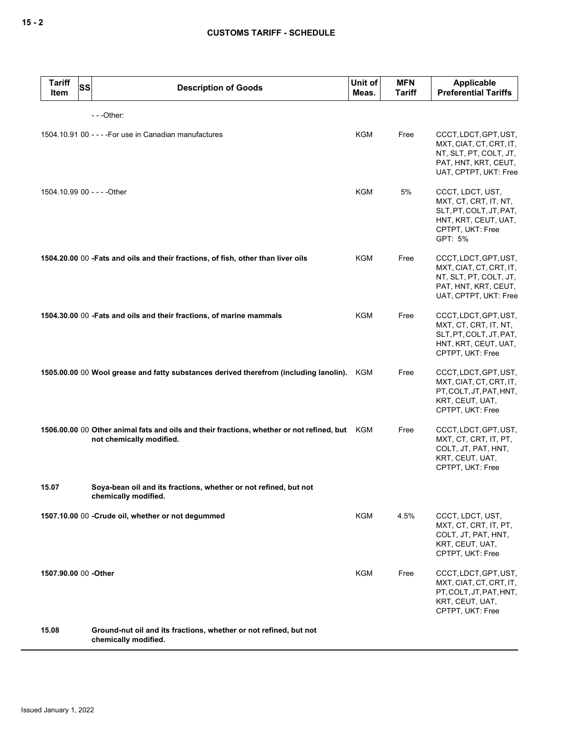| Tariff Item | SS | Description of Goods | Unit of Meas. | MFN Tariff | Applicable Preferential Tariffs |
|---|---|---|---|---|---|
| | | - - -Other: | | | |
| 1504.10.91 | 00 | - - - -For use in Canadian manufactures | KGM | Free | CCCT, LDCT, GPT, UST, MXT, CIAT, CT, CRT, IT, NT, SLT, PT, COLT, JT, PAT, HNT, KRT, CEUT, UAT, CPTPT, UKT: Free |
| 1504.10.99 | 00 | - - - -Other | KGM | 5% | CCCT, LDCT, UST, MXT, CT, CRT, IT, NT, SLT, PT, COLT, JT, PAT, HNT, KRT, CEUT, UAT, CPTPT, UKT: Free GPT: 5% |
| **1504.20.00** | 00 | **-Fats and oils and their fractions, of fish, other than liver oils** | KGM | Free | CCCT, LDCT, GPT, UST, MXT, CIAT, CT, CRT, IT, NT, SLT, PT, COLT, JT, PAT, HNT, KRT, CEUT, UAT, CPTPT, UKT: Free |
| **1504.30.00** | 00 | **-Fats and oils and their fractions, of marine mammals** | KGM | Free | CCCT, LDCT, GPT, UST, MXT, CT, CRT, IT, NT, SLT, PT, COLT, JT, PAT, HNT, KRT, CEUT, UAT, CPTPT, UKT: Free |
| **1505.00.00** | 00 | **Wool grease and fatty substances derived therefrom (including lanolin).** | KGM | Free | CCCT, LDCT, GPT, UST, MXT, CIAT, CT, CRT, IT, PT, COLT, JT, PAT, HNT, KRT, CEUT, UAT, CPTPT, UKT: Free |
| **1506.00.00** | 00 | **Other animal fats and oils and their fractions, whether or not refined, but not chemically modified.** | KGM | Free | CCCT, LDCT, GPT, UST, MXT, CT, CRT, IT, PT, COLT, JT, PAT, HNT, KRT, CEUT, UAT, CPTPT, UKT: Free |
| **15.07** | | **Soya-bean oil and its fractions, whether or not refined, but not chemically modified.** | | | |
| **1507.10.00** | 00 | **-Crude oil, whether or not degummed** | KGM | 4.5% | CCCT, LDCT, UST, MXT, CT, CRT, IT, PT, COLT, JT, PAT, HNT, KRT, CEUT, UAT, CPTPT, UKT: Free |
| **1507.90.00** | 00 | **-Other** | KGM | Free | CCCT, LDCT, GPT, UST, MXT, CIAT, CT, CRT, IT, PT, COLT, JT, PAT, HNT, KRT, CEUT, UAT, CPTPT, UKT: Free |
| **15.08** | | **Ground-nut oil and its fractions, whether or not refined, but not chemically modified.** | | | |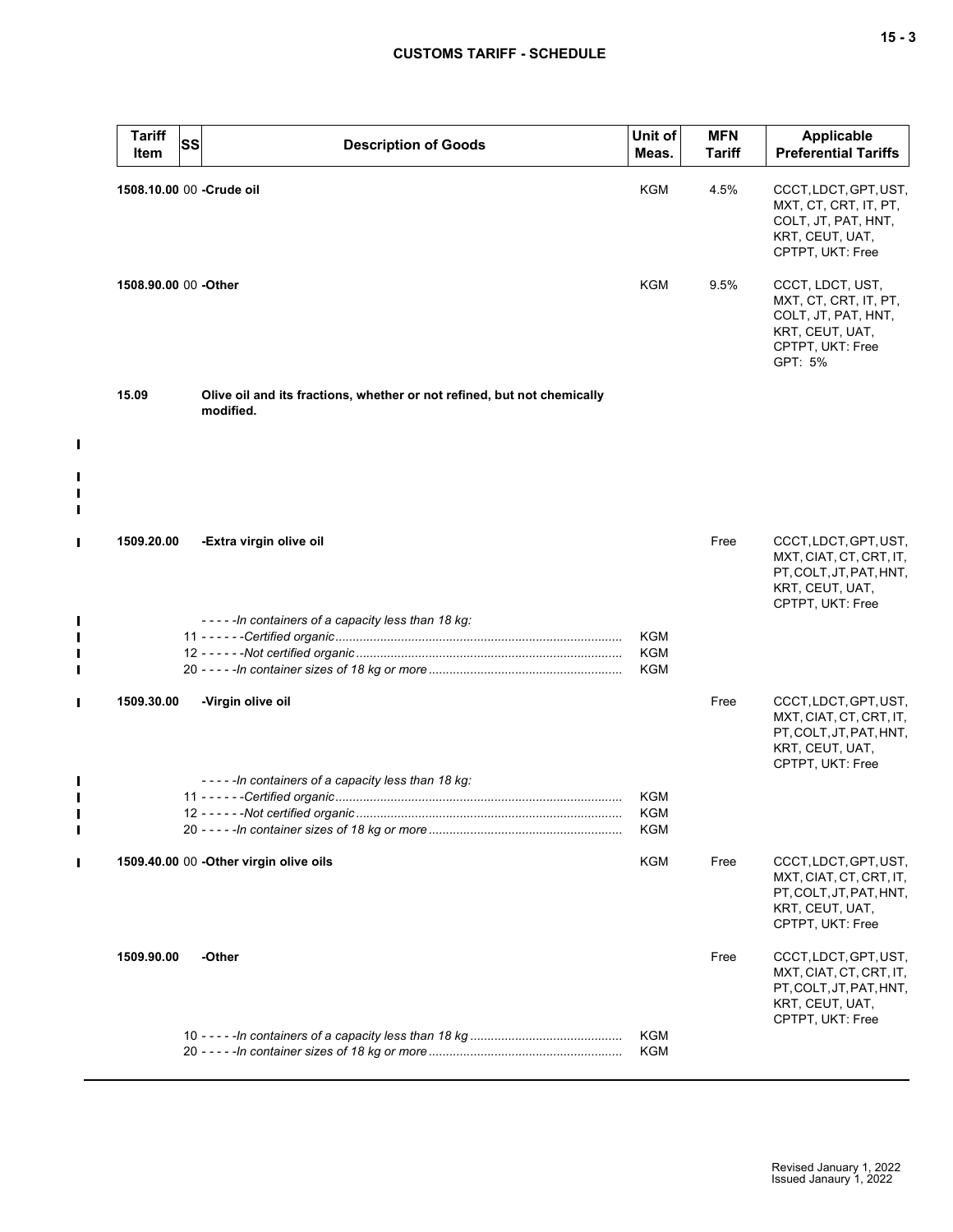| Tariff Item | SS | Description of Goods | Unit of Meas. | MFN Tariff | Applicable Preferential Tariffs |
|---|---|---|---|---|---|
| 1508.10.00 | 00 | -Crude oil | KGM | 4.5% | CCCT, LDCT, GPT, UST, MXT, CT, CRT, IT, PT, COLT, JT, PAT, HNT, KRT, CEUT, UAT, CPTPT, UKT: Free |
| 1508.90.00 | 00 | -Other | KGM | 9.5% | CCCT, LDCT, UST, MXT, CT, CRT, IT, PT, COLT, JT, PAT, HNT, KRT, CEUT, UAT, CPTPT, UKT: Free<br>GPT: 5% |
| 15.09 | | Olive oil and its fractions, whether or not refined, but not chemically modified. | | | |
| 1509.20.00 | | -Extra virgin olive oil | | Free | CCCT, LDCT, GPT, UST, MXT, CIAT, CT, CRT, IT, PT, COLT, JT, PAT, HNT, KRT, CEUT, UAT, CPTPT, UKT: Free |
| | | -----In containers of a capacity less than 18 kg: | | | |
| | 11 | ------Certified organic | KGM | | |
| | 12 | ------Not certified organic | KGM | | |
| | 20 | -----In container sizes of 18 kg or more | KGM | | |
| 1509.30.00 | | -Virgin olive oil | | Free | CCCT, LDCT, GPT, UST, MXT, CIAT, CT, CRT, IT, PT, COLT, JT, PAT, HNT, KRT, CEUT, UAT, CPTPT, UKT: Free |
| | | -----In containers of a capacity less than 18 kg: | | | |
| | 11 | ------Certified organic | KGM | | |
| | 12 | ------Not certified organic | KGM | | |
| | 20 | -----In container sizes of 18 kg or more | KGM | | |
| 1509.40.00 | 00 | -Other virgin olive oils | KGM | Free | CCCT, LDCT, GPT, UST, MXT, CIAT, CT, CRT, IT, PT, COLT, JT, PAT, HNT, KRT, CEUT, UAT, CPTPT, UKT: Free |
| 1509.90.00 | | -Other | | Free | CCCT, LDCT, GPT, UST, MXT, CIAT, CT, CRT, IT, PT, COLT, JT, PAT, HNT, KRT, CEUT, UAT, CPTPT, UKT: Free |
| | 10 | -----In containers of a capacity less than 18 kg | KGM | | |
| | 20 | -----In container sizes of 18 kg or more | KGM | | |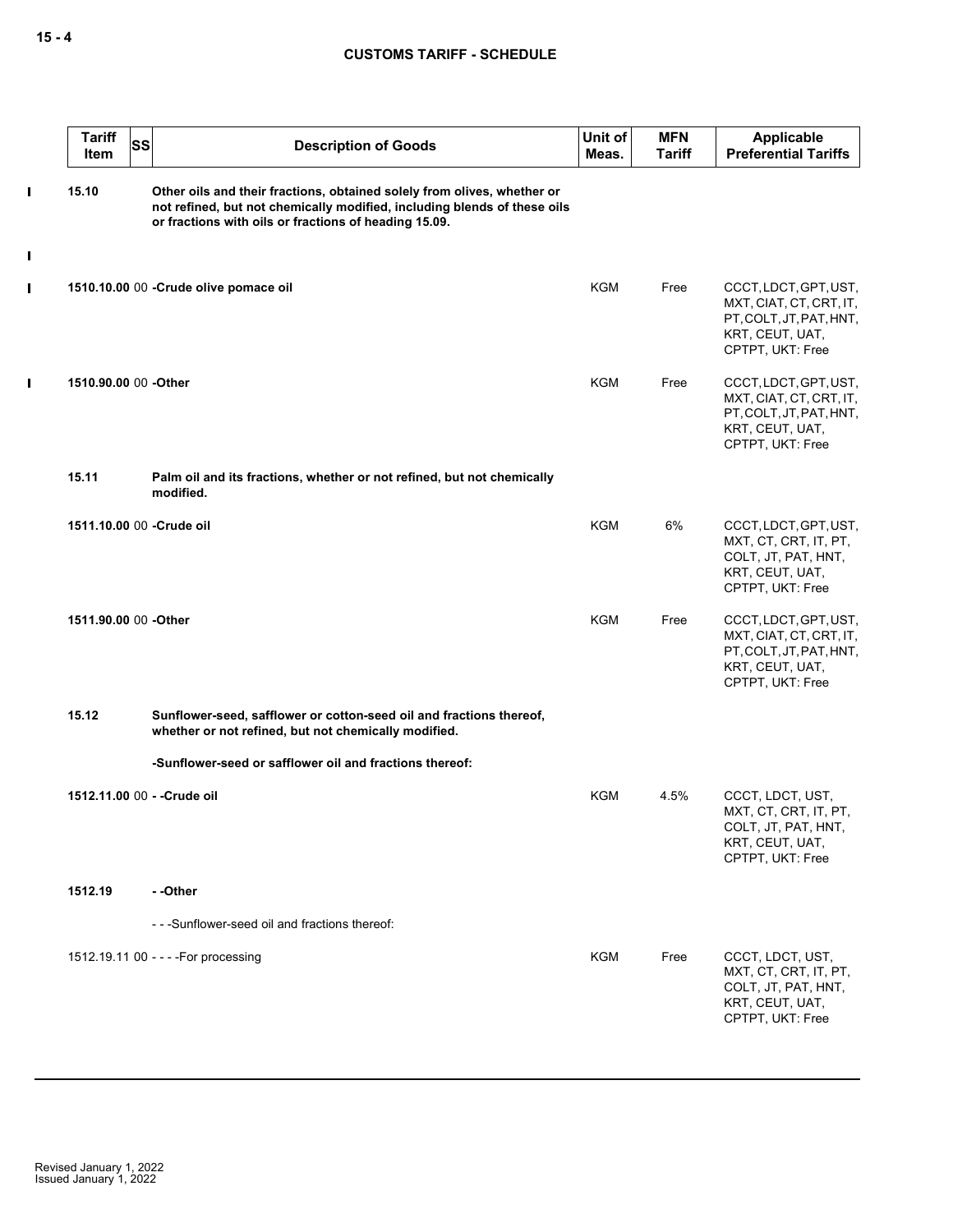**CUSTOMS TARIFF - SCHEDULE**

| Tariff Item | SS | Description of Goods | Unit of Meas. | MFN Tariff | Applicable Preferential Tariffs |
|---|---|---|---|---|---|
| **15.10** | | **Other oils and their fractions, obtained solely from olives, whether or not refined, but not chemically modified, including blends of these oils or fractions with oils or fractions of heading 15.09.** | | | |
| **1510.10.00** | 00 | **-Crude olive pomace oil** | KGM | Free | CCCT, LDCT, GPT, UST, MXT, CIAT, CT, CRT, IT, PT, COLT, JT, PAT, HNT, KRT, CEUT, UAT, CPTPT, UKT: Free |
| **1510.90.00** | 00 | **-Other** | KGM | Free | CCCT, LDCT, GPT, UST, MXT, CIAT, CT, CRT, IT, PT, COLT, JT, PAT, HNT, KRT, CEUT, UAT, CPTPT, UKT: Free |
| **15.11** | | **Palm oil and its fractions, whether or not refined, but not chemically modified.** | | | |
| **1511.10.00** | 00 | **-Crude oil** | KGM | 6% | CCCT, LDCT, GPT, UST, MXT, CT, CRT, IT, PT, COLT, JT, PAT, HNT, KRT, CEUT, UAT, CPTPT, UKT: Free |
| **1511.90.00** | 00 | **-Other** | KGM | Free | CCCT, LDCT, GPT, UST, MXT, CIAT, CT, CRT, IT, PT, COLT, JT, PAT, HNT, KRT, CEUT, UAT, CPTPT, UKT: Free |
| **15.12** | | **Sunflower-seed, safflower or cotton-seed oil and fractions thereof, whether or not refined, but not chemically modified.** | | | |
| | | **-Sunflower-seed or safflower oil and fractions thereof:** | | | |
| **1512.11.00** | 00 | **- -Crude oil** | KGM | 4.5% | CCCT, LDCT, UST, MXT, CT, CRT, IT, PT, COLT, JT, PAT, HNT, KRT, CEUT, UAT, CPTPT, UKT: Free |
| **1512.19** | | **- -Other** | | | |
| | | - - -Sunflower-seed oil and fractions thereof: | | | |
| 1512.19.11 | 00 | - - - -For processing | KGM | Free | CCCT, LDCT, UST, MXT, CT, CRT, IT, PT, COLT, JT, PAT, HNT, KRT, CEUT, UAT, CPTPT, UKT: Free |

Revised January 1, 2022
Issued January 1, 2022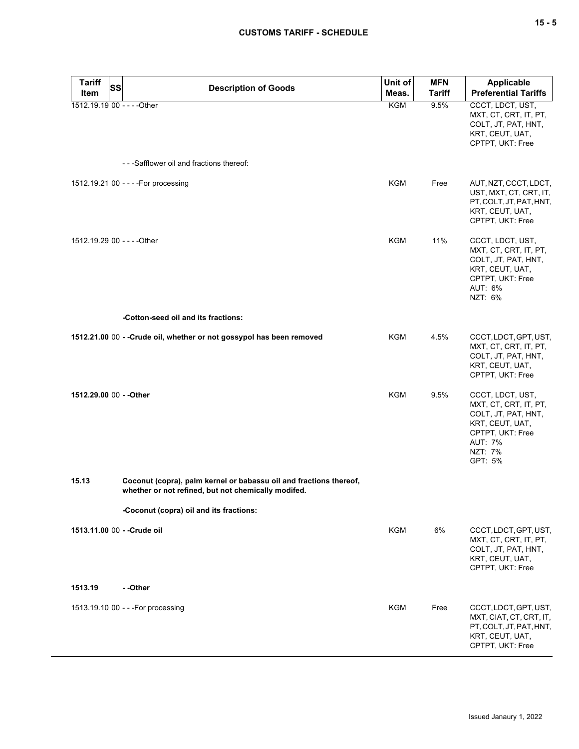| Tariff Item | SS | Description of Goods | Unit of Meas. | MFN Tariff | Applicable Preferential Tariffs |
|---|---|---|---|---|---|
| 1512.19.19 | 00 | - - - -Other | KGM | 9.5% | CCCT, LDCT, UST, MXT, CT, CRT, IT, PT, COLT, JT, PAT, HNT, KRT, CEUT, UAT, CPTPT, UKT: Free |
| | | - - -Safflower oil and fractions thereof: | | | |
| 1512.19.21 | 00 | - - - -For processing | KGM | Free | AUT, NZT, CCCT, LDCT, UST, MXT, CT, CRT, IT, PT, COLT, JT, PAT, HNT, KRT, CEUT, UAT, CPTPT, UKT: Free |
| 1512.19.29 | 00 | - - - -Other | KGM | 11% | CCCT, LDCT, UST, MXT, CT, CRT, IT, PT, COLT, JT, PAT, HNT, KRT, CEUT, UAT, CPTPT, UKT: Free<br>AUT: 6%<br>NZT: 6% |
| | | **-Cotton-seed oil and its fractions:** | | | |
| **1512.21.00** | 00 | **- -Crude oil, whether or not gossypol has been removed** | KGM | 4.5% | CCCT, LDCT, GPT, UST, MXT, CT, CRT, IT, PT, COLT, JT, PAT, HNT, KRT, CEUT, UAT, CPTPT, UKT: Free |
| **1512.29.00** | 00 | **- -Other** | KGM | 9.5% | CCCT, LDCT, UST, MXT, CT, CRT, IT, PT, COLT, JT, PAT, HNT, KRT, CEUT, UAT, CPTPT, UKT: Free<br>AUT: 7%<br>NZT: 7%<br>GPT: 5% |
| **15.13** | | **Coconut (copra), palm kernel or babassu oil and fractions thereof, whether or not refined, but not chemically modifed.** | | | |
| | | **-Coconut (copra) oil and its fractions:** | | | |
| **1513.11.00** | 00 | **- -Crude oil** | KGM | 6% | CCCT, LDCT, GPT, UST, MXT, CT, CRT, IT, PT, COLT, JT, PAT, HNT, KRT, CEUT, UAT, CPTPT, UKT: Free |
| **1513.19** | | **- -Other** | | | |
| 1513.19.10 | 00 | - - -For processing | KGM | Free | CCCT, LDCT, GPT, UST, MXT, CIAT, CT, CRT, IT, PT, COLT, JT, PAT, HNT, KRT, CEUT, UAT, CPTPT, UKT: Free |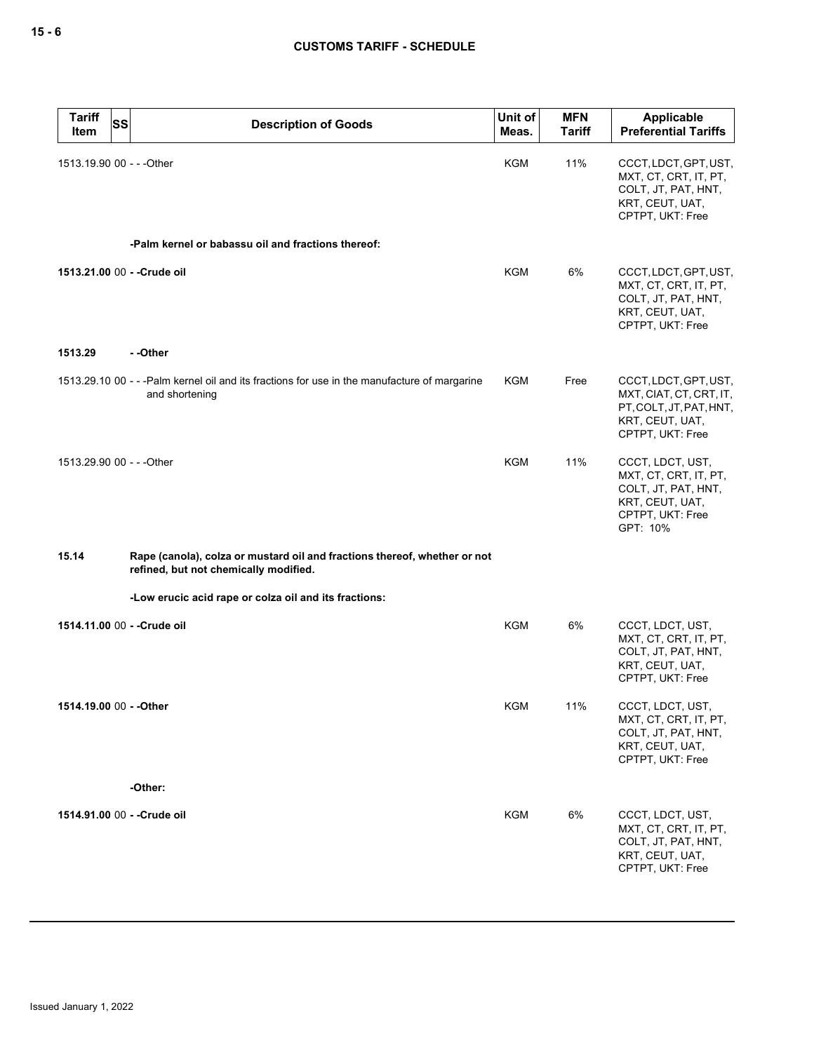| Tariff Item | SS | Description of Goods | Unit of Meas. | MFN Tariff | Applicable Preferential Tariffs |
|---|---|---|---|---|---|
| 1513.19.90 | 00 | - - -Other | KGM | 11% | CCCT, LDCT, GPT, UST, MXT, CT, CRT, IT, PT, COLT, JT, PAT, HNT, KRT, CEUT, UAT, CPTPT, UKT: Free |
| | | **-Palm kernel or babassu oil and fractions thereof:** | | | |
| **1513.21.00** | 00 | **- -Crude oil** | KGM | 6% | CCCT, LDCT, GPT, UST, MXT, CT, CRT, IT, PT, COLT, JT, PAT, HNT, KRT, CEUT, UAT, CPTPT, UKT: Free |
| **1513.29** | | **- -Other** | | | |
| 1513.29.10 | 00 | - - -Palm kernel oil and its fractions for use in the manufacture of margarine and shortening | KGM | Free | CCCT, LDCT, GPT, UST, MXT, CIAT, CT, CRT, IT, PT, COLT, JT, PAT, HNT, KRT, CEUT, UAT, CPTPT, UKT: Free |
| 1513.29.90 | 00 | - - -Other | KGM | 11% | CCCT, LDCT, UST, MXT, CT, CRT, IT, PT, COLT, JT, PAT, HNT, KRT, CEUT, UAT, CPTPT, UKT: Free<br>GPT: 10% |
| **15.14** | | **Rape (canola), colza or mustard oil and fractions thereof, whether or not refined, but not chemically modified.** | | | |
| | | **-Low erucic acid rape or colza oil and its fractions:** | | | |
| **1514.11.00** | 00 | **- -Crude oil** | KGM | 6% | CCCT, LDCT, UST, MXT, CT, CRT, IT, PT, COLT, JT, PAT, HNT, KRT, CEUT, UAT, CPTPT, UKT: Free |
| **1514.19.00** | 00 | **- -Other** | KGM | 11% | CCCT, LDCT, UST, MXT, CT, CRT, IT, PT, COLT, JT, PAT, HNT, KRT, CEUT, UAT, CPTPT, UKT: Free |
| | | **-Other:** | | | |
| **1514.91.00** | 00 | **- -Crude oil** | KGM | 6% | CCCT, LDCT, UST, MXT, CT, CRT, IT, PT, COLT, JT, PAT, HNT, KRT, CEUT, UAT, CPTPT, UKT: Free |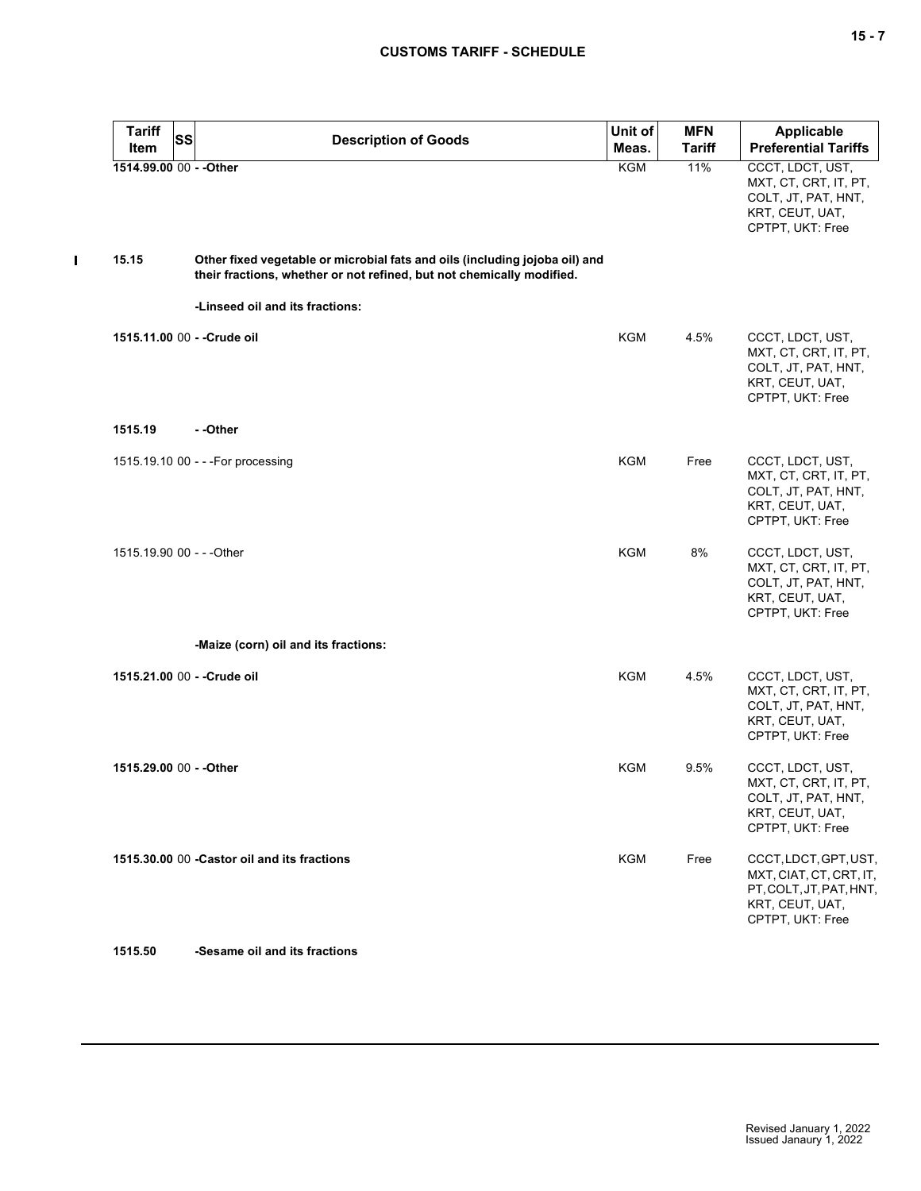| Tariff Item | SS | Description of Goods | Unit of Meas. | MFN Tariff | Applicable Preferential Tariffs |
|---|---|---|---|---|---|
| **1514.99.00** | 00 | **- -Other** | KGM | 11% | CCCT, LDCT, UST, MXT, CT, CRT, IT, PT, COLT, JT, PAT, HNT, KRT, CEUT, UAT, CPTPT, UKT: Free |
| **15.15** | | **Other fixed vegetable or microbial fats and oils (including jojoba oil) and their fractions, whether or not refined, but not chemically modified.** | | | |
| | | **-Linseed oil and its fractions:** | | | |
| **1515.11.00** | 00 | **- -Crude oil** | KGM | 4.5% | CCCT, LDCT, UST, MXT, CT, CRT, IT, PT, COLT, JT, PAT, HNT, KRT, CEUT, UAT, CPTPT, UKT: Free |
| **1515.19** | | **- -Other** | | | |
| 1515.19.10 | 00 | - - -For processing | KGM | Free | CCCT, LDCT, UST, MXT, CT, CRT, IT, PT, COLT, JT, PAT, HNT, KRT, CEUT, UAT, CPTPT, UKT: Free |
| 1515.19.90 | 00 | - - -Other | KGM | 8% | CCCT, LDCT, UST, MXT, CT, CRT, IT, PT, COLT, JT, PAT, HNT, KRT, CEUT, UAT, CPTPT, UKT: Free |
| | | **-Maize (corn) oil and its fractions:** | | | |
| **1515.21.00** | 00 | **- -Crude oil** | KGM | 4.5% | CCCT, LDCT, UST, MXT, CT, CRT, IT, PT, COLT, JT, PAT, HNT, KRT, CEUT, UAT, CPTPT, UKT: Free |
| **1515.29.00** | 00 | **- -Other** | KGM | 9.5% | CCCT, LDCT, UST, MXT, CT, CRT, IT, PT, COLT, JT, PAT, HNT, KRT, CEUT, UAT, CPTPT, UKT: Free |
| **1515.30.00** | 00 | **-Castor oil and its fractions** | KGM | Free | CCCT, LDCT, GPT, UST, MXT, CIAT, CT, CRT, IT, PT, COLT, JT, PAT, HNT, KRT, CEUT, UAT, CPTPT, UKT: Free |
| **1515.50** | | **-Sesame oil and its fractions** | | | |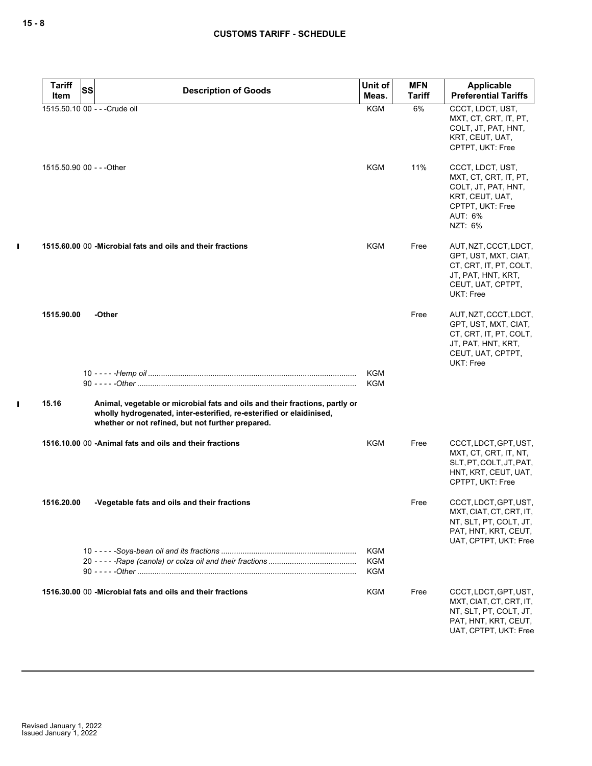| Tariff Item | SS | Description of Goods | Unit of Meas. | MFN Tariff | Applicable Preferential Tariffs |
|---|---|---|---|---|---|
| 1515.50.10 | 00 | - - -Crude oil | KGM | 6% | CCCT, LDCT, UST, MXT, CT, CRT, IT, PT, COLT, JT, PAT, HNT, KRT, CEUT, UAT, CPTPT, UKT: Free |
| 1515.50.90 | 00 | - - -Other | KGM | 11% | CCCT, LDCT, UST, MXT, CT, CRT, IT, PT, COLT, JT, PAT, HNT, KRT, CEUT, UAT, CPTPT, UKT: Free<br>AUT: 6%<br>NZT: 6% |
| **1515.60.00** | 00 | **-Microbial fats and oils and their fractions** | KGM | Free | AUT, NZT, CCCT, LDCT, GPT, UST, MXT, CIAT, CT, CRT, IT, PT, COLT, JT, PAT, HNT, KRT, CEUT, UAT, CPTPT, UKT: Free |
| **1515.90.00** | | **-Other** | | Free | AUT, NZT, CCCT, LDCT, GPT, UST, MXT, CIAT, CT, CRT, IT, PT, COLT, JT, PAT, HNT, KRT, CEUT, UAT, CPTPT, UKT: Free |
| | 10 | - - - - -*Hemp oil* | KGM | | |
| | 90 | - - - - -*Other* | KGM | | |
| **15.16** | | **Animal, vegetable or microbial fats and oils and their fractions, partly or wholly hydrogenated, inter-esterified, re-esterified or elaidinised, whether or not refined, but not further prepared.** | | | |
| **1516.10.00** | 00 | **-Animal fats and oils and their fractions** | KGM | Free | CCCT, LDCT, GPT, UST, MXT, CT, CRT, IT, NT, SLT, PT, COLT, JT, PAT, HNT, KRT, CEUT, UAT, CPTPT, UKT: Free |
| **1516.20.00** | | **-Vegetable fats and oils and their fractions** | | Free | CCCT, LDCT, GPT, UST, MXT, CIAT, CT, CRT, IT, NT, SLT, PT, COLT, JT, PAT, HNT, KRT, CEUT, UAT, CPTPT, UKT: Free |
| | 10 | - - - - -*Soya-bean oil and its fractions* | KGM | | |
| | 20 | - - - - -*Rape (canola) or colza oil and their fractions* | KGM | | |
| | 90 | - - - - -*Other* | KGM | | |
| **1516.30.00** | 00 | **-Microbial fats and oils and their fractions** | KGM | Free | CCCT, LDCT, GPT, UST, MXT, CIAT, CT, CRT, IT, NT, SLT, PT, COLT, JT, PAT, HNT, KRT, CEUT, UAT, CPTPT, UKT: Free |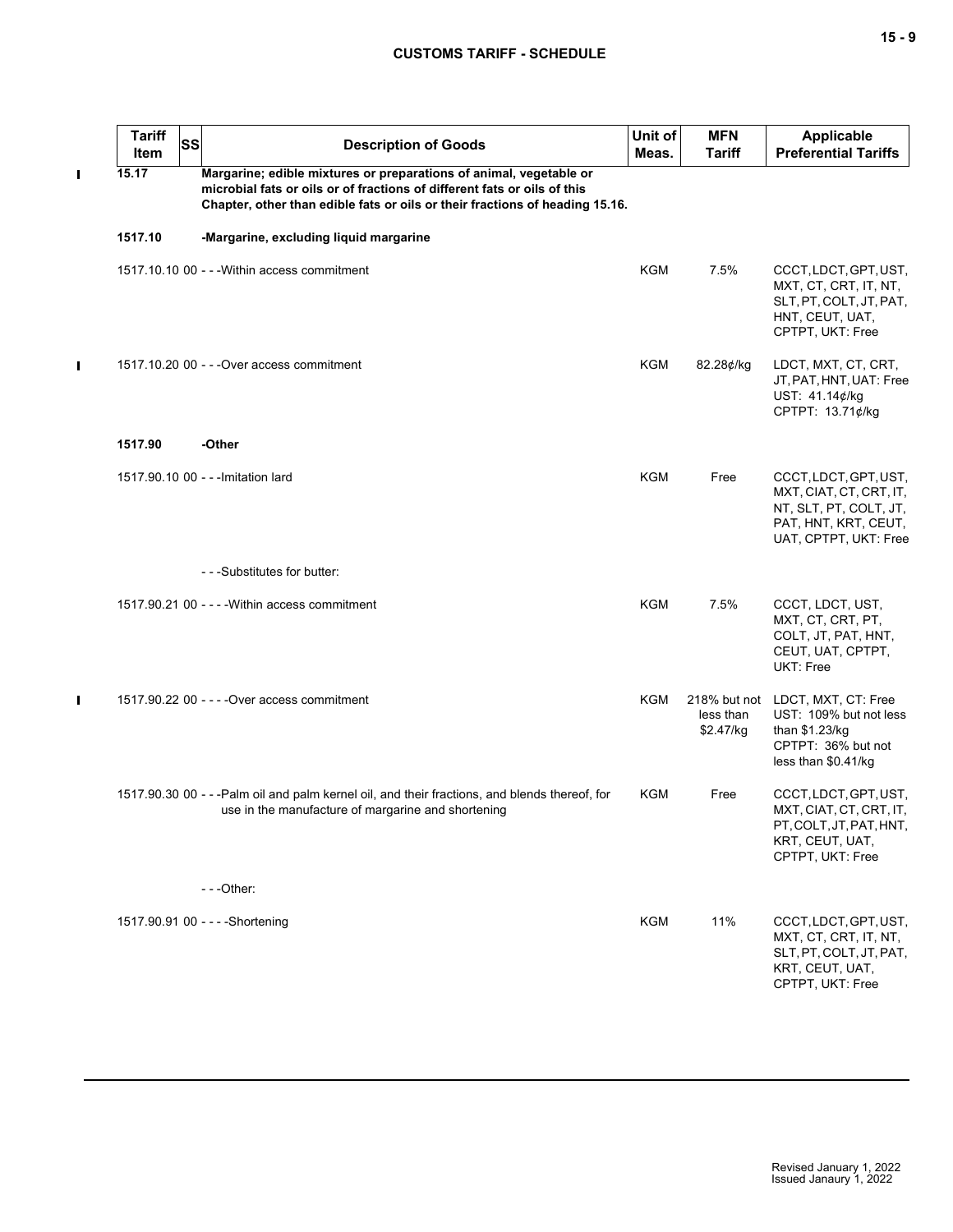| Tariff Item | SS | Description of Goods | Unit of Meas. | MFN Tariff | Applicable Preferential Tariffs |
|---|---|---|---|---|---|
| 15.17 | | **Margarine; edible mixtures or preparations of animal, vegetable or microbial fats or oils or of fractions of different fats or oils of this Chapter, other than edible fats or oils or their fractions of heading 15.16.** | | | |
| 1517.10 | | **-Margarine, excluding liquid margarine** | | | |
| 1517.10.10 | 00 | - - -Within access commitment | KGM | 7.5% | CCCT, LDCT, GPT, UST, MXT, CT, CRT, IT, NT, SLT, PT, COLT, JT, PAT, HNT, CEUT, UAT, CPTPT, UKT: Free |
| 1517.10.20 | 00 | - - -Over access commitment | KGM | 82.28¢/kg | LDCT, MXT, CT, CRT, JT, PAT, HNT, UAT: Free<br>UST: 41.14¢/kg<br>CPTPT: 13.71¢/kg |
| 1517.90 | | **-Other** | | | |
| 1517.90.10 | 00 | - - -Imitation lard | KGM | Free | CCCT, LDCT, GPT, UST, MXT, CIAT, CT, CRT, IT, NT, SLT, PT, COLT, JT, PAT, HNT, KRT, CEUT, UAT, CPTPT, UKT: Free |
| | | - - -Substitutes for butter: | | | |
| 1517.90.21 | 00 | - - - -Within access commitment | KGM | 7.5% | CCCT, LDCT, UST, MXT, CT, CRT, PT, COLT, JT, PAT, HNT, CEUT, UAT, CPTPT, UKT: Free |
| 1517.90.22 | 00 | - - - -Over access commitment | KGM | 218% but not less than $2.47/kg | LDCT, MXT, CT: Free<br>UST: 109% but not less than $1.23/kg<br>CPTPT: 36% but not less than $0.41/kg |
| 1517.90.30 | 00 | - - -Palm oil and palm kernel oil, and their fractions, and blends thereof, for use in the manufacture of margarine and shortening | KGM | Free | CCCT, LDCT, GPT, UST, MXT, CIAT, CT, CRT, IT, PT, COLT, JT, PAT, HNT, KRT, CEUT, UAT, CPTPT, UKT: Free |
| | | - - -Other: | | | |
| 1517.90.91 | 00 | - - - -Shortening | KGM | 11% | CCCT, LDCT, GPT, UST, MXT, CT, CRT, IT, NT, SLT, PT, COLT, JT, PAT, KRT, CEUT, UAT, CPTPT, UKT: Free |

Revised January 1, 2022
Issued Janaury 1, 2022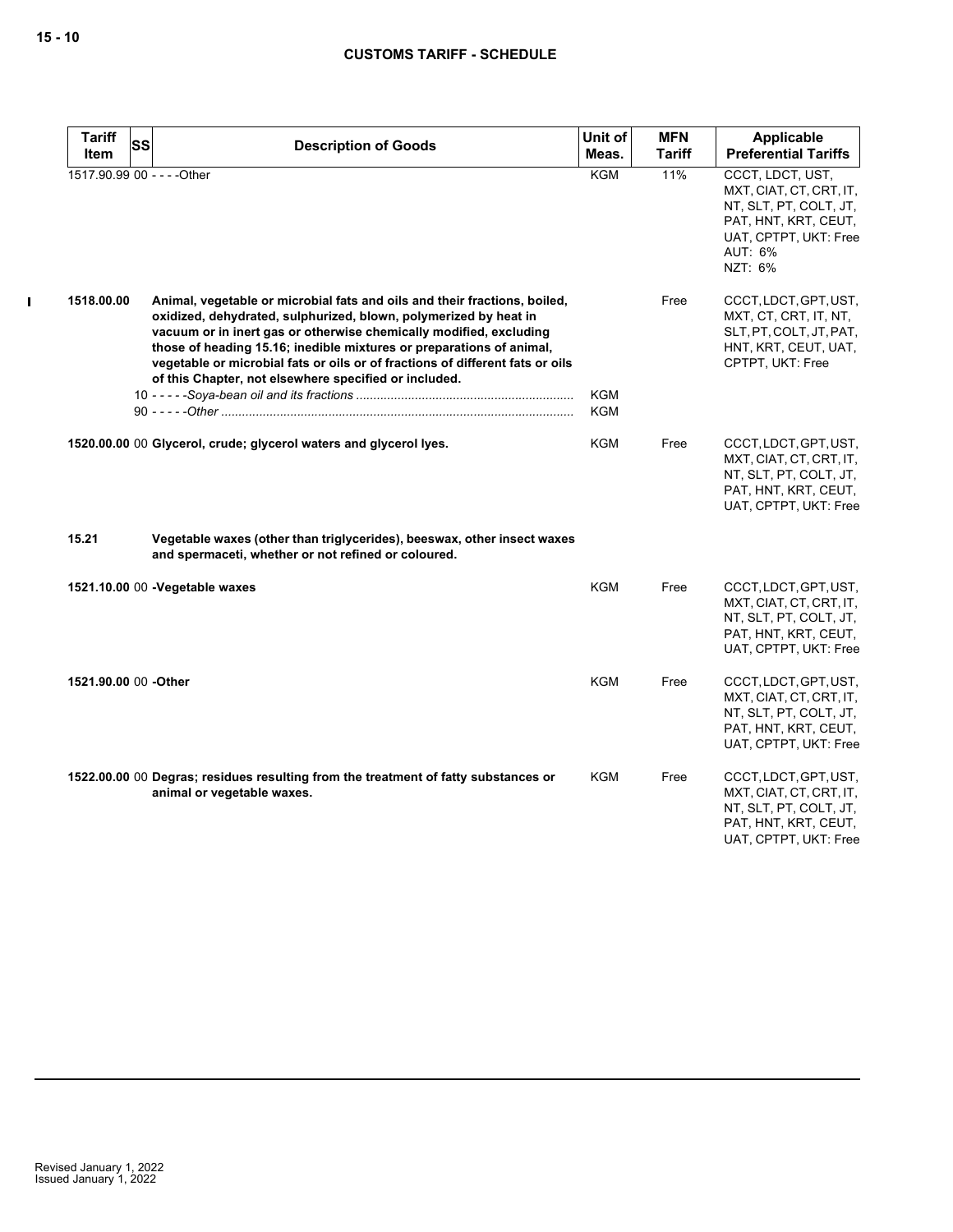| Tariff Item | SS | Description of Goods | Unit of Meas. | MFN Tariff | Applicable Preferential Tariffs |
|---|---|---|---|---|---|
| 1517.90.99 | 00 | - - - -Other | KGM | 11% | CCCT, LDCT, UST, MXT, CIAT, CT, CRT, IT, NT, SLT, PT, COLT, JT, PAT, HNT, KRT, CEUT, UAT, CPTPT, UKT: Free<br>AUT: 6%<br>NZT: 6% |
| 1518.00.00 | | **Animal, vegetable or microbial fats and oils and their fractions, boiled, oxidized, dehydrated, sulphurized, blown, polymerized by heat in vacuum or in inert gas or otherwise chemically modified, excluding those of heading 15.16; inedible mixtures or preparations of animal, vegetable or microbial fats or oils or of fractions of different fats or oils of this Chapter, not elsewhere specified or included.** | | Free | CCCT, LDCT, GPT, UST, MXT, CT, CRT, IT, NT, SLT, PT, COLT, JT, PAT, HNT, KRT, CEUT, UAT, CPTPT, UKT: Free |
| | 10 | - - - - -*Soya-bean oil and its fractions* | KGM | | |
| | 90 | - - - - -*Other* | KGM | | |
| 1520.00.00 | 00 | **Glycerol, crude; glycerol waters and glycerol lyes.** | KGM | Free | CCCT, LDCT, GPT, UST, MXT, CIAT, CT, CRT, IT, NT, SLT, PT, COLT, JT, PAT, HNT, KRT, CEUT, UAT, CPTPT, UKT: Free |
| 15.21 | | **Vegetable waxes (other than triglycerides), beeswax, other insect waxes and spermaceti, whether or not refined or coloured.** | | | |
| 1521.10.00 | 00 | **-Vegetable waxes** | KGM | Free | CCCT, LDCT, GPT, UST, MXT, CIAT, CT, CRT, IT, NT, SLT, PT, COLT, JT, PAT, HNT, KRT, CEUT, UAT, CPTPT, UKT: Free |
| 1521.90.00 | 00 | **-Other** | KGM | Free | CCCT, LDCT, GPT, UST, MXT, CIAT, CT, CRT, IT, NT, SLT, PT, COLT, JT, PAT, HNT, KRT, CEUT, UAT, CPTPT, UKT: Free |
| 1522.00.00 | 00 | **Degras; residues resulting from the treatment of fatty substances or animal or vegetable waxes.** | KGM | Free | CCCT, LDCT, GPT, UST, MXT, CIAT, CT, CRT, IT, NT, SLT, PT, COLT, JT, PAT, HNT, KRT, CEUT, UAT, CPTPT, UKT: Free |